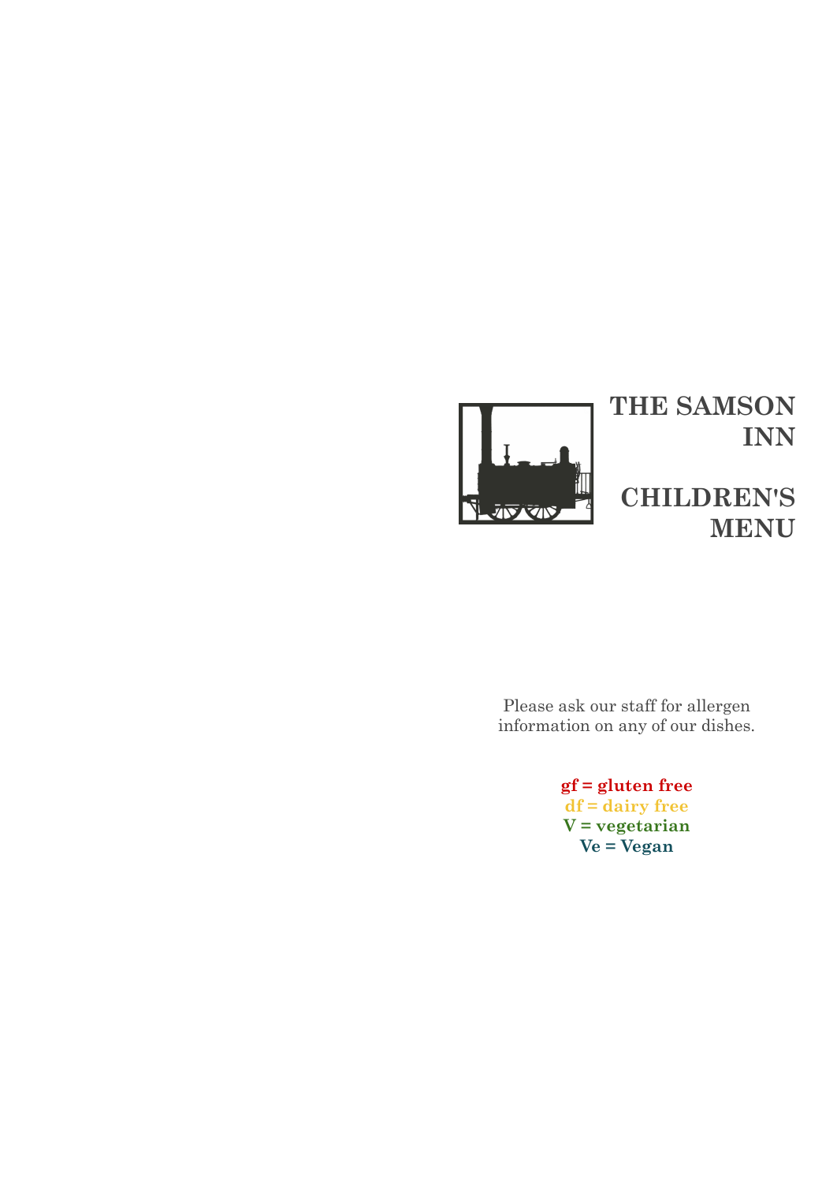# THE SAMSON INN

## CHILDREN'S MENU

Please ask our staff for allergen information on any of our dishes.

**gf = gluten free**
**df = dairy free**
**V = vegetarian**
**Ve = Vegan**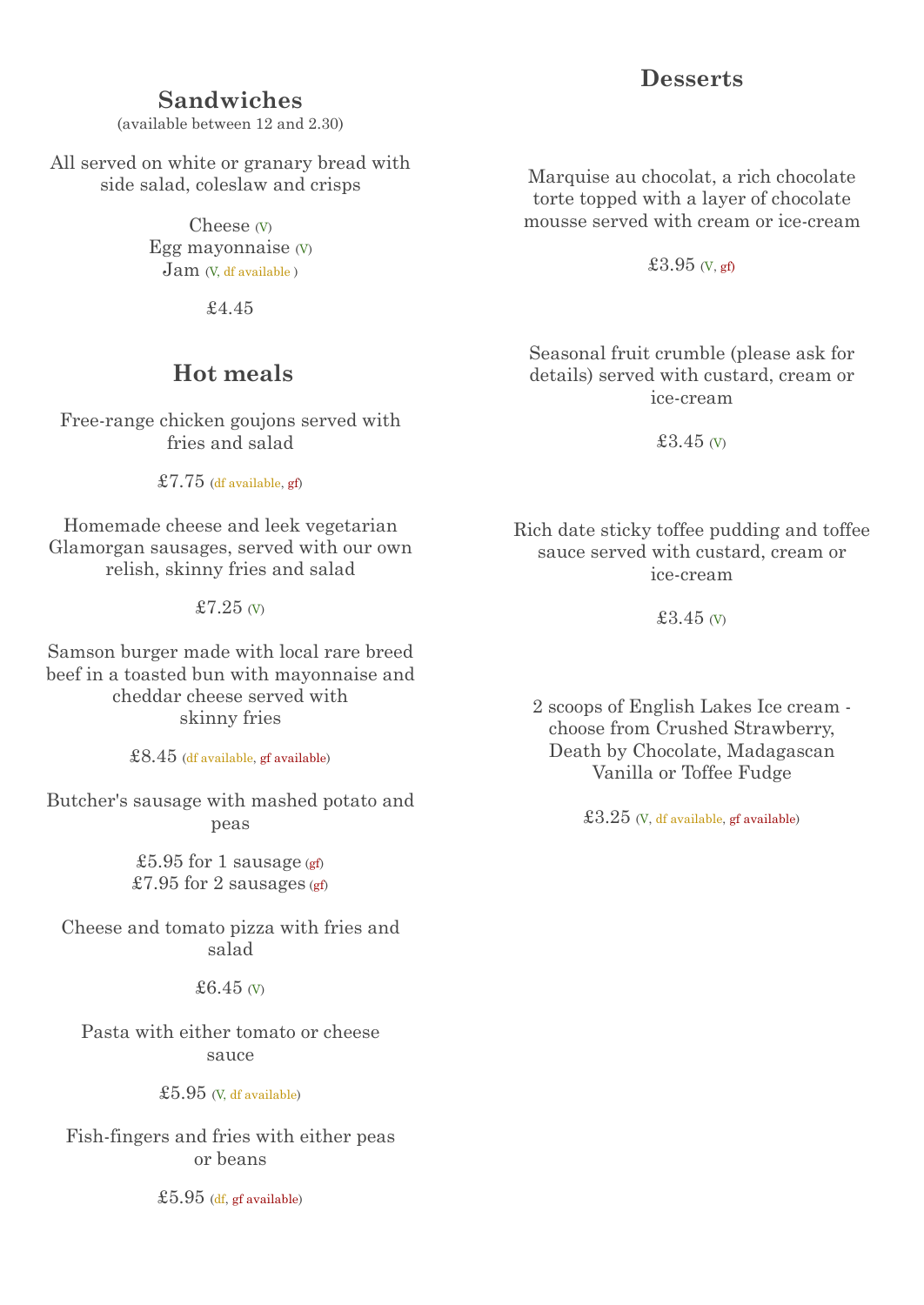## Sandwiches

(available between 12 and 2.30)

All served on white or granary bread with side salad, coleslaw and crisps

Cheese (V)
Egg mayonnaise (V)
Jam (V, df available )

£4.45

## Hot meals

Free-range chicken goujons served with fries and salad

£7.75 (df available, gf)

Homemade cheese and leek vegetarian Glamorgan sausages, served with our own relish, skinny fries and salad

£7.25 (V)

Samson burger made with local rare breed beef in a toasted bun with mayonnaise and cheddar cheese served with skinny fries

£8.45 (df available, gf available)

Butcher's sausage with mashed potato and peas

£5.95 for 1 sausage (gf)
£7.95 for 2 sausages (gf)

Cheese and tomato pizza with fries and salad

£6.45 (V)

Pasta with either tomato or cheese sauce

£5.95 (V, df available)

Fish-fingers and fries with either peas or beans

£5.95 (df, gf available)

## Desserts

Marquise au chocolat, a rich chocolate torte topped with a layer of chocolate mousse served with cream or ice-cream

£3.95 (V, gf)

Seasonal fruit crumble (please ask for details) served with custard, cream or ice-cream

£3.45 (V)

Rich date sticky toffee pudding and toffee sauce served with custard, cream or ice-cream

£3.45 (V)

2 scoops of English Lakes Ice cream - choose from Crushed Strawberry, Death by Chocolate, Madagascan Vanilla or Toffee Fudge

£3.25 (V, df available, gf available)